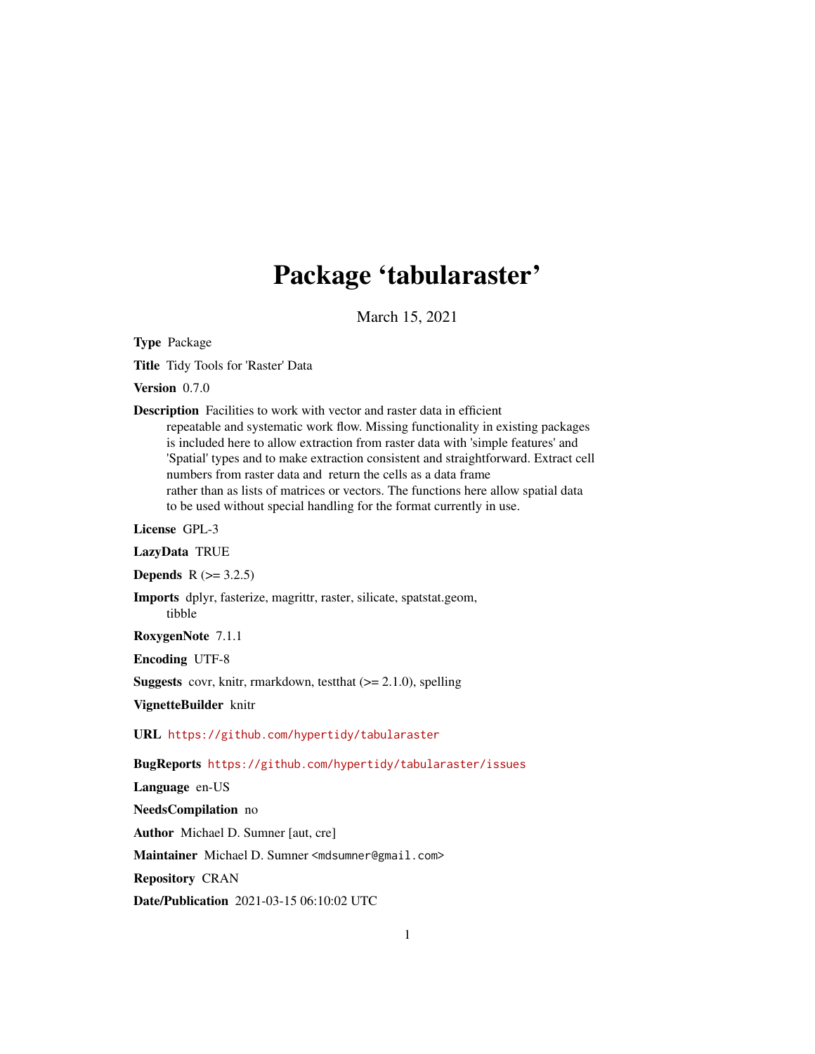# Package 'tabularaster'

March 15, 2021

**Type** Package

**Title** Tidy Tools for 'Raster' Data

**Version** 0.7.0

**Description** Facilities to work with vector and raster data in efficient repeatable and systematic work flow. Missing functionality in existing packages is included here to allow extraction from raster data with 'simple features' and 'Spatial' types and to make extraction consistent and straightforward. Extract cell numbers from raster data and return the cells as a data frame rather than as lists of matrices or vectors. The functions here allow spatial data to be used without special handling for the format currently in use.

**License** GPL-3

**LazyData** TRUE

**Depends** R (>= 3.2.5)

**Imports** dplyr, fasterize, magrittr, raster, silicate, spatstat.geom, tibble

**RoxygenNote** 7.1.1

**Encoding** UTF-8

**Suggests** covr, knitr, rmarkdown, testthat (>= 2.1.0), spelling

**VignetteBuilder** knitr

**URL** https://github.com/hypertidy/tabularaster

**BugReports** https://github.com/hypertidy/tabularaster/issues

**Language** en-US

**NeedsCompilation** no

**Author** Michael D. Sumner [aut, cre]

**Maintainer** Michael D. Sumner <mdsumner@gmail.com>

**Repository** CRAN

**Date/Publication** 2021-03-15 06:10:02 UTC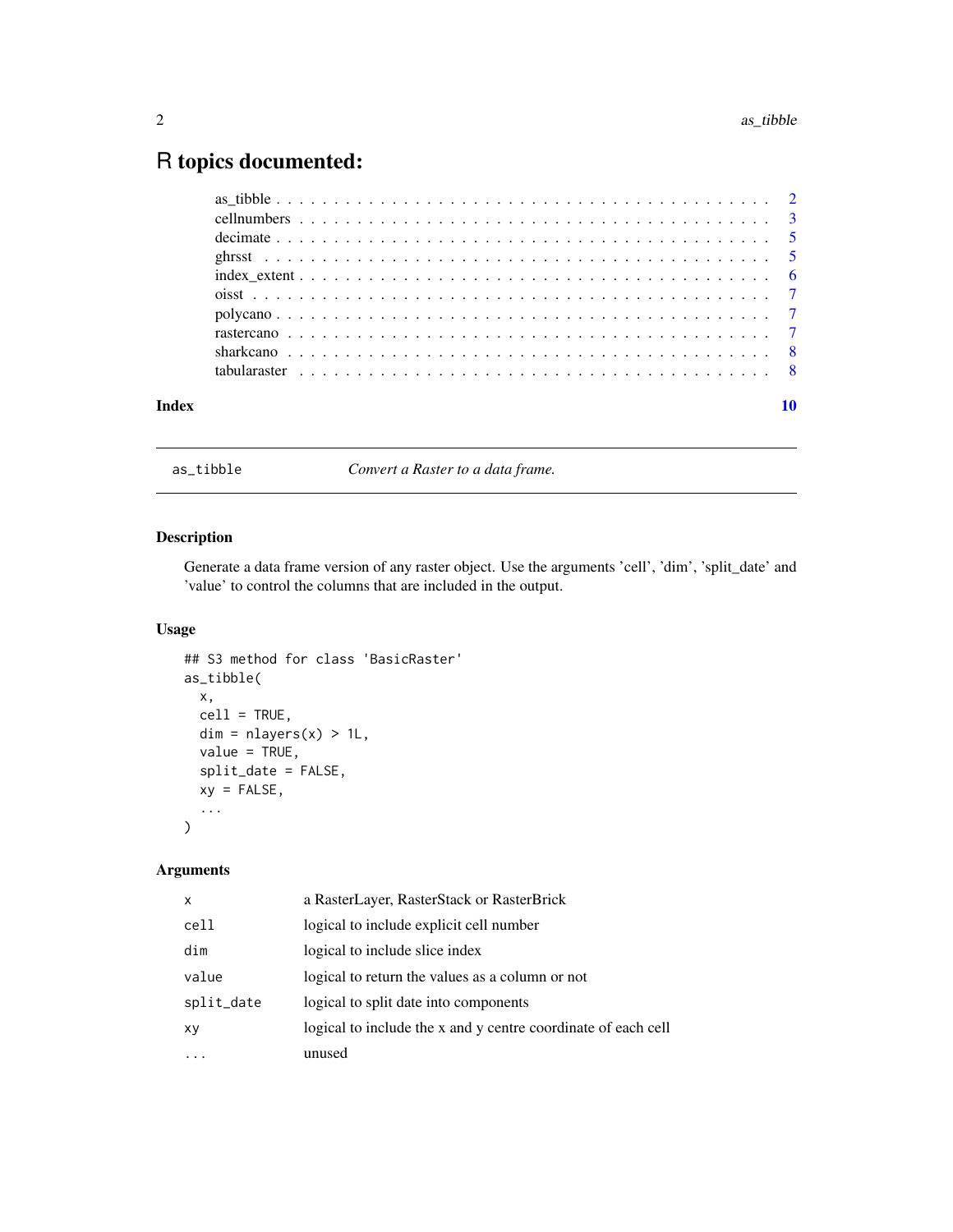# R topics documented:

| | |
|---|---|
| as_tibble | 2 |
| cellnumbers | 3 |
| decimate | 5 |
| ghrsst | 5 |
| index_extent | 6 |
| oisst | 7 |
| polycano | 7 |
| rastercano | 7 |
| sharkcano | 8 |
| tabularaster | 8 |
| **Index** | **10** |

---

`as_tibble` *Convert a Raster to a data frame.*

---

## Description

Generate a data frame version of any raster object. Use the arguments 'cell', 'dim', 'split_date' and 'value' to control the columns that are included in the output.

## Usage

```
## S3 method for class 'BasicRaster'
as_tibble(
  x,
  cell = TRUE,
  dim = nlayers(x) > 1L,
  value = TRUE,
  split_date = FALSE,
  xy = FALSE,
  ...
)
```

## Arguments

| | |
|---|---|
| `x` | a RasterLayer, RasterStack or RasterBrick |
| `cell` | logical to include explicit cell number |
| `dim` | logical to include slice index |
| `value` | logical to return the values as a column or not |
| `split_date` | logical to split date into components |
| `xy` | logical to include the x and y centre coordinate of each cell |
| `...` | unused |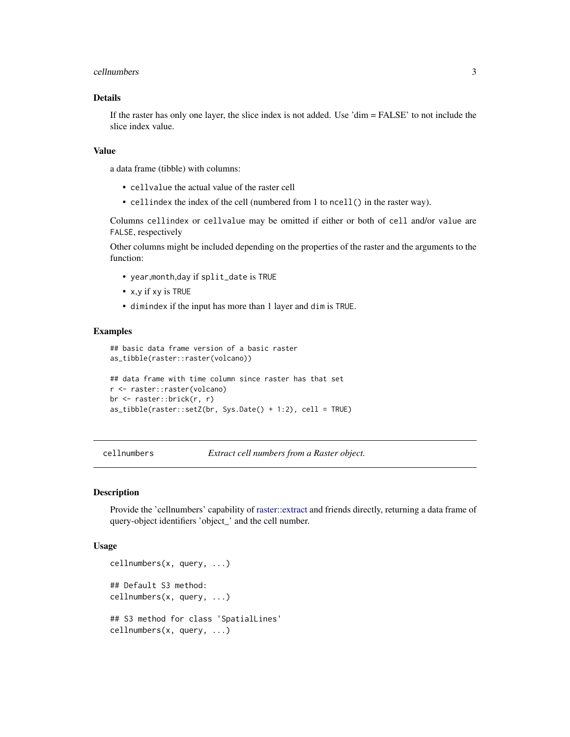### Details

If the raster has only one layer, the slice index is not added. Use 'dim = FALSE' to not include the slice index value.

### Value

a data frame (tibble) with columns:

- `cellvalue` the actual value of the raster cell
- `cellindex` the index of the cell (numbered from 1 to `ncell()` in the raster way).

Columns `cellindex` or `cellvalue` may be omitted if either or both of `cell` and/or `value` are `FALSE`, respectively

Other columns might be included depending on the properties of the raster and the arguments to the function:

- `year`,`month`,`day` if `split_date` is `TRUE`
- `x`,`y` if `xy` is `TRUE`
- `dimindex` if the input has more than 1 layer and `dim` is `TRUE`.

### Examples

```
## basic data frame version of a basic raster
as_tibble(raster::raster(volcano))

## data frame with time column since raster has that set
r <- raster::raster(volcano)
br <- raster::brick(r, r)
as_tibble(raster::setZ(br, Sys.Date() + 1:2), cell = TRUE)
```

---

## cellnumbers — *Extract cell numbers from a Raster object.*

---

### Description

Provide the 'cellnumbers' capability of raster::extract and friends directly, returning a data frame of query-object identifiers 'object_' and the cell number.

### Usage

```
cellnumbers(x, query, ...)

## Default S3 method:
cellnumbers(x, query, ...)

## S3 method for class 'SpatialLines'
cellnumbers(x, query, ...)
```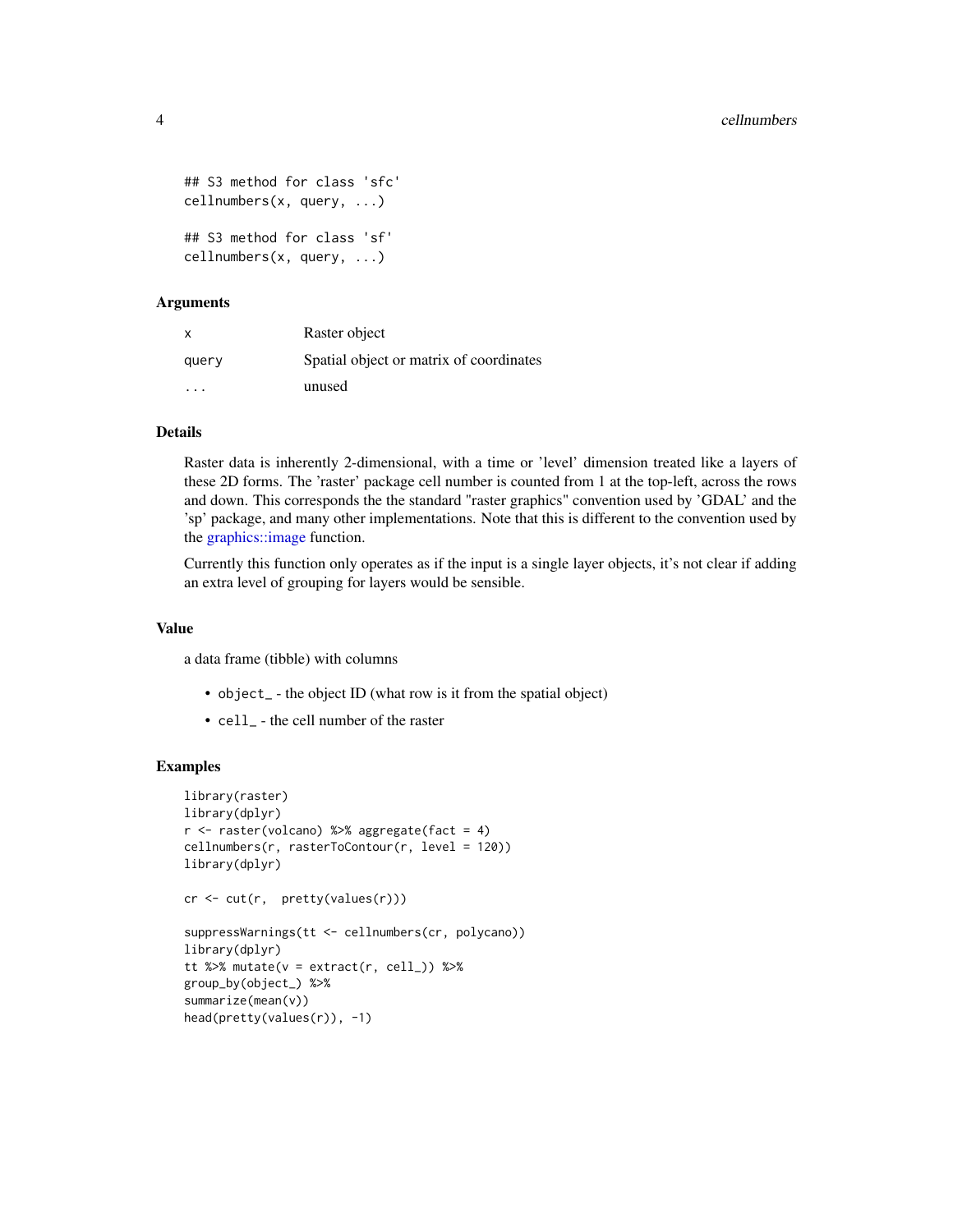```
## S3 method for class 'sfc'
cellnumbers(x, query, ...)

## S3 method for class 'sf'
cellnumbers(x, query, ...)
```

## Arguments

| | |
|---|---|
| x | Raster object |
| query | Spatial object or matrix of coordinates |
| ... | unused |

## Details

Raster data is inherently 2-dimensional, with a time or 'level' dimension treated like a layers of these 2D forms. The 'raster' package cell number is counted from 1 at the top-left, across the rows and down. This corresponds the the standard "raster graphics" convention used by 'GDAL' and the 'sp' package, and many other implementations. Note that this is different to the convention used by the graphics::image function.

Currently this function only operates as if the input is a single layer objects, it's not clear if adding an extra level of grouping for layers would be sensible.

## Value

a data frame (tibble) with columns

- `object_` - the object ID (what row is it from the spatial object)
- `cell_` - the cell number of the raster

## Examples

```
library(raster)
library(dplyr)
r <- raster(volcano) %>% aggregate(fact = 4)
cellnumbers(r, rasterToContour(r, level = 120))
library(dplyr)

cr <- cut(r,  pretty(values(r)))

suppressWarnings(tt <- cellnumbers(cr, polycano))
library(dplyr)
tt %>% mutate(v = extract(r, cell_)) %>%
group_by(object_) %>%
summarize(mean(v))
head(pretty(values(r)), -1)
```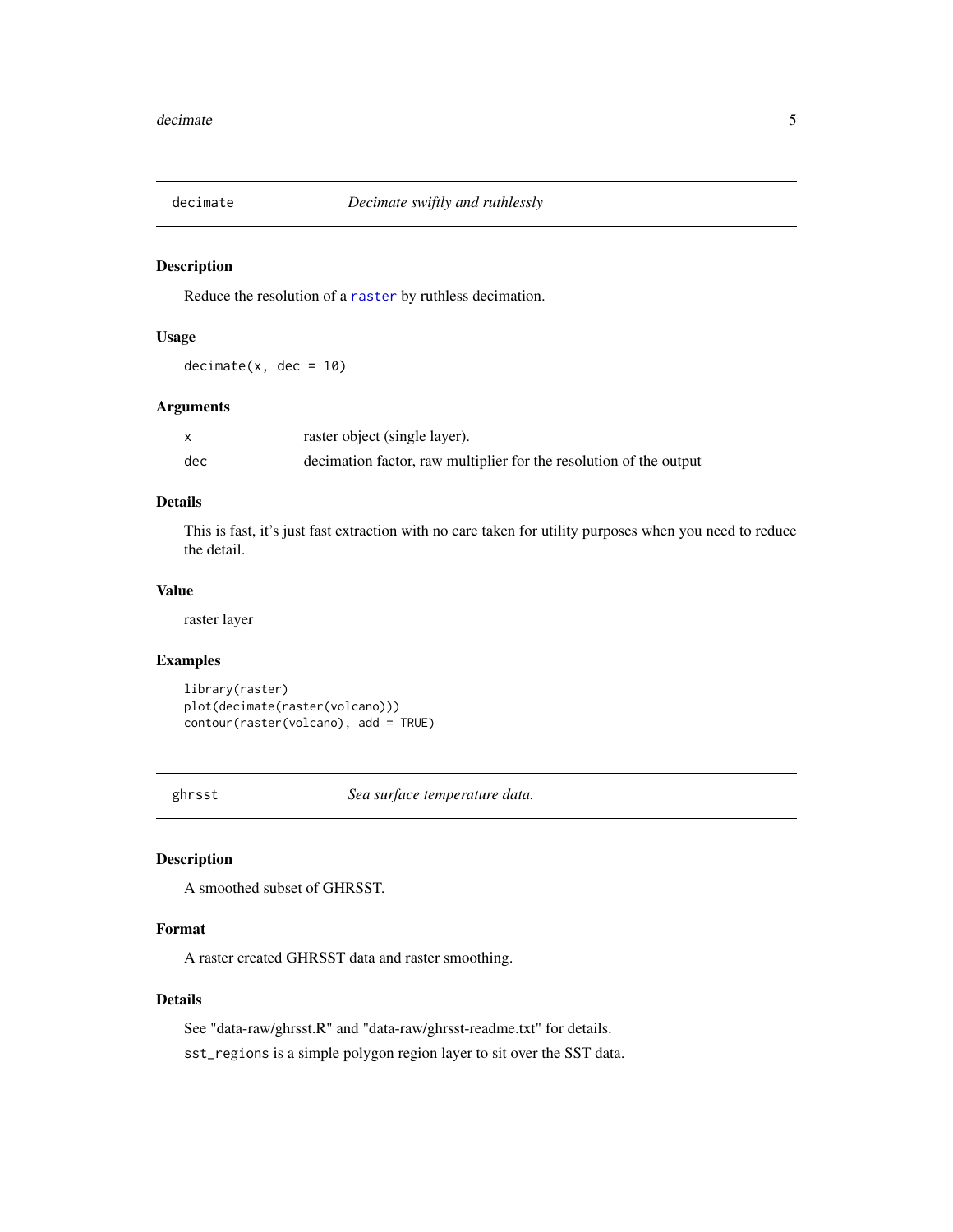## decimate — *Decimate swiftly and ruthlessly*

### Description

Reduce the resolution of a raster by ruthless decimation.

### Usage

```
decimate(x, dec = 10)
```

### Arguments

| | |
|---|---|
| x | raster object (single layer). |
| dec | decimation factor, raw multiplier for the resolution of the output |

### Details

This is fast, it's just fast extraction with no care taken for utility purposes when you need to reduce the detail.

### Value

raster layer

### Examples

```
library(raster)
plot(decimate(raster(volcano)))
contour(raster(volcano), add = TRUE)
```

## ghrsst — *Sea surface temperature data.*

### Description

A smoothed subset of GHRSST.

### Format

A raster created GHRSST data and raster smoothing.

### Details

See "data-raw/ghrsst.R" and "data-raw/ghrsst-readme.txt" for details.

sst_regions is a simple polygon region layer to sit over the SST data.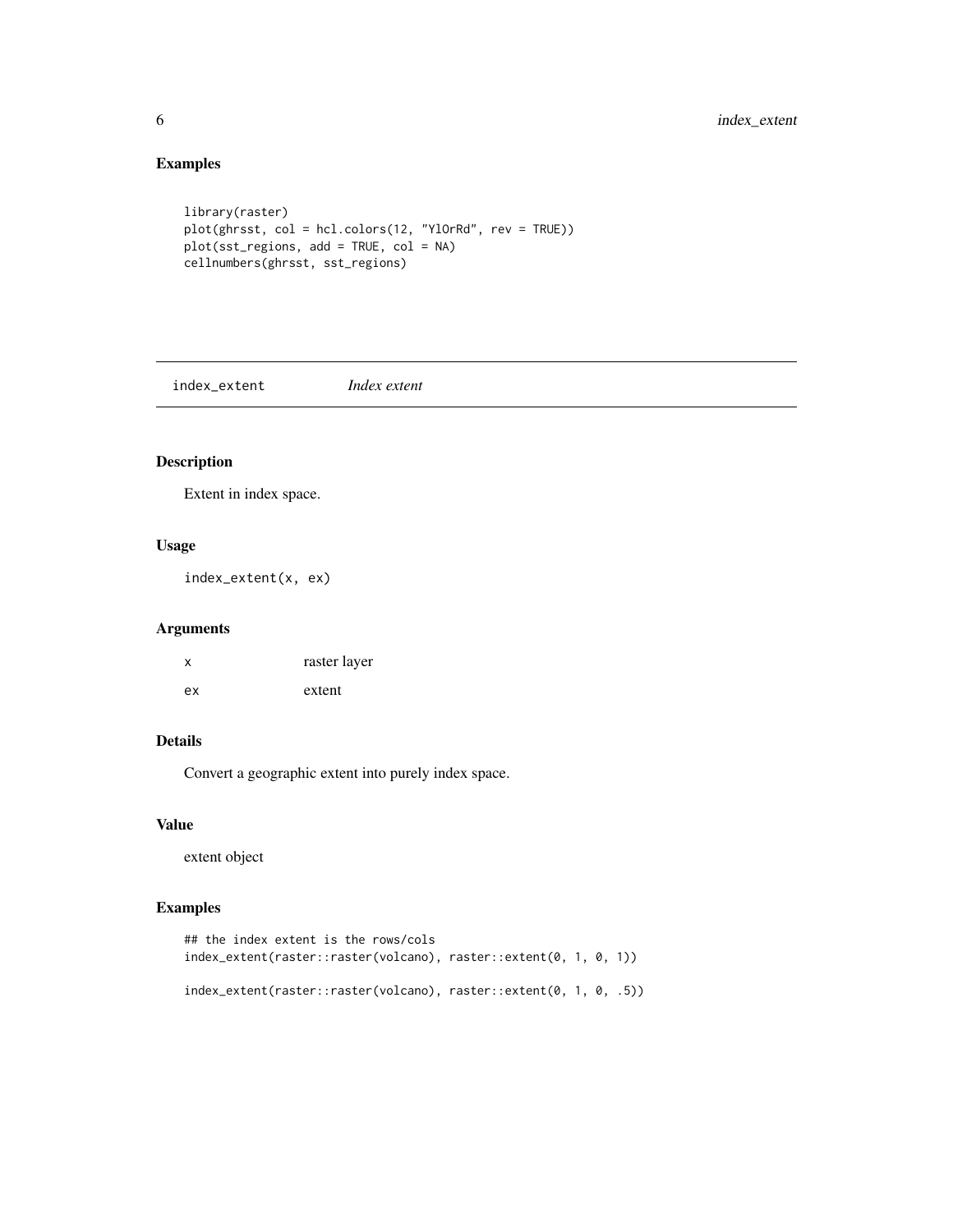## Examples

```
library(raster)
plot(ghrsst, col = hcl.colors(12, "YlOrRd", rev = TRUE))
plot(sst_regions, add = TRUE, col = NA)
cellnumbers(ghrsst, sst_regions)
```

---

# index_extent *Index extent*

---

## Description

Extent in index space.

## Usage

```
index_extent(x, ex)
```

## Arguments

| | |
|---|---|
| x | raster layer |
| ex | extent |

## Details

Convert a geographic extent into purely index space.

## Value

extent object

## Examples

```
## the index extent is the rows/cols
index_extent(raster::raster(volcano), raster::extent(0, 1, 0, 1))

index_extent(raster::raster(volcano), raster::extent(0, 1, 0, .5))
```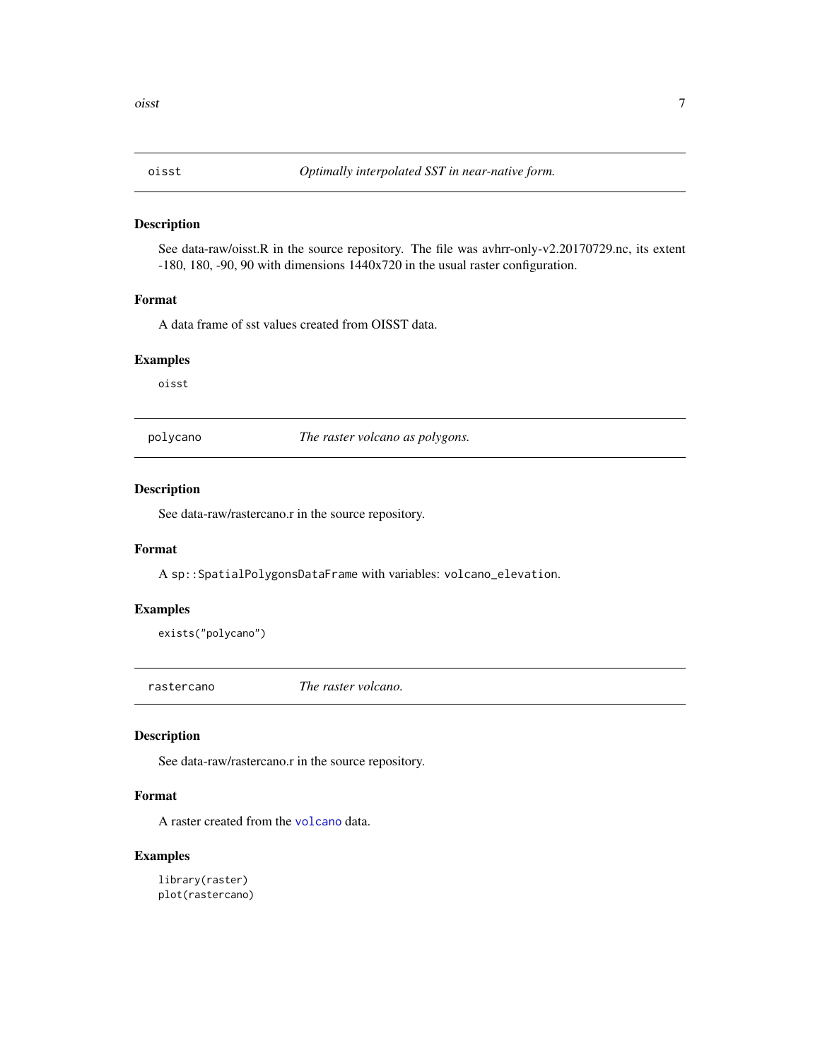## oisst — *Optimally interpolated SST in near-native form.*

### Description

See data-raw/oisst.R in the source repository. The file was avhrr-only-v2.20170729.nc, its extent -180, 180, -90, 90 with dimensions 1440x720 in the usual raster configuration.

### Format

A data frame of sst values created from OISST data.

### Examples

```
oisst
```

## polycano — *The raster volcano as polygons.*

### Description

See data-raw/rastercano.r in the source repository.

### Format

A `sp::SpatialPolygonsDataFrame` with variables: `volcano_elevation`.

### Examples

```
exists("polycano")
```

## rastercano — *The raster volcano.*

### Description

See data-raw/rastercano.r in the source repository.

### Format

A raster created from the `volcano` data.

### Examples

```
library(raster)
plot(rastercano)
```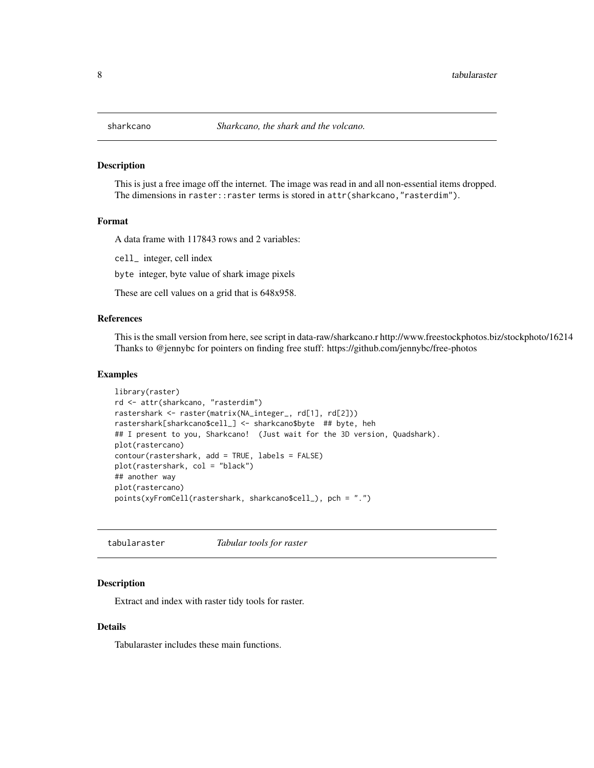## sharkcano — *Sharkcano, the shark and the volcano.*

### Description

This is just a free image off the internet. The image was read in and all non-essential items dropped. The dimensions in `raster::raster` terms is stored in `attr(sharkcano,"rasterdim")`.

### Format

A data frame with 117843 rows and 2 variables:

`cell_` integer, cell index

`byte` integer, byte value of shark image pixels

These are cell values on a grid that is 648x958.

### References

This is the small version from here, see script in data-raw/sharkcano.r http://www.freestockphotos.biz/stockphoto/16214 Thanks to @jennybc for pointers on finding free stuff: https://github.com/jennybc/free-photos

### Examples

```
library(raster)
rd <- attr(sharkcano, "rasterdim")
rastershark <- raster(matrix(NA_integer_, rd[1], rd[2]))
rastershark[sharkcano$cell_] <- sharkcano$byte  ## byte, heh
## I present to you, Sharkcano!  (Just wait for the 3D version, Quadshark).
plot(rastercano)
contour(rastershark, add = TRUE, labels = FALSE)
plot(rastershark, col = "black")
## another way
plot(rastercano)
points(xyFromCell(rastershark, sharkcano$cell_), pch = ".")
```

## tabularaster — *Tabular tools for raster*

### Description

Extract and index with raster tidy tools for raster.

### Details

Tabularaster includes these main functions.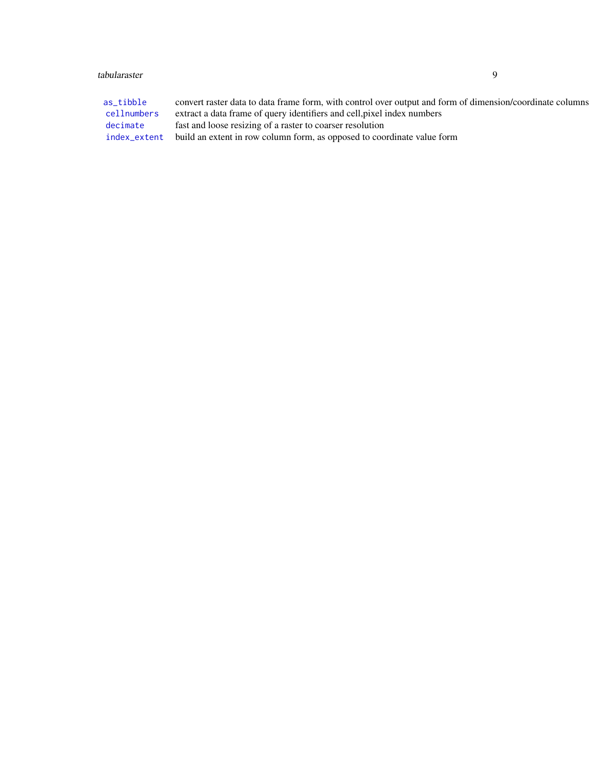| | |
|---|---|
| as_tibble | convert raster data to data frame form, with control over output and form of dimension/coordinate columns |
| cellnumbers | extract a data frame of query identifiers and cell,pixel index numbers |
| decimate | fast and loose resizing of a raster to coarser resolution |
| index_extent | build an extent in row column form, as opposed to coordinate value form |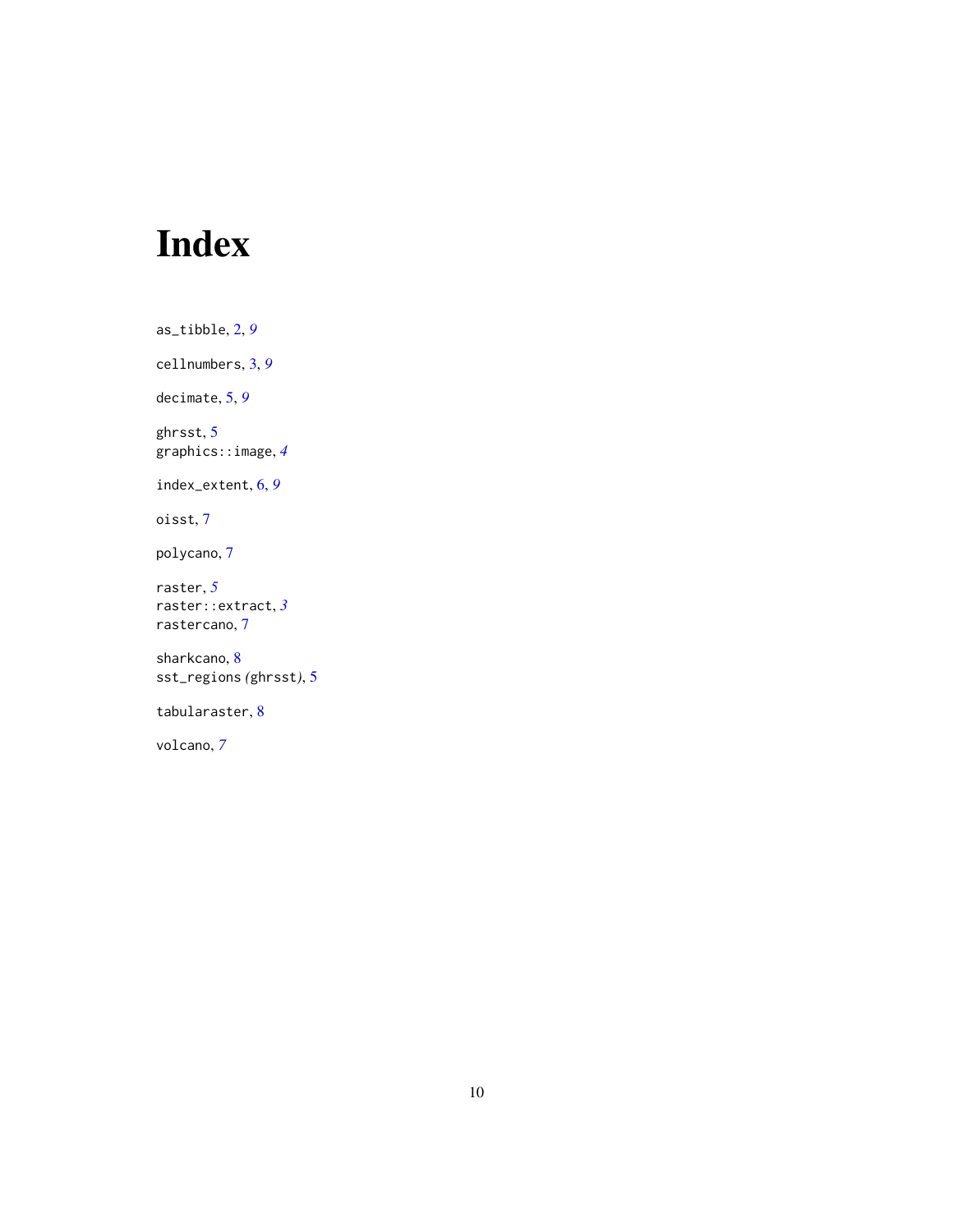# Index

as_tibble, 2, *9*

cellnumbers, 3, *9*

decimate, 5, *9*

ghrsst, 5
graphics::image, *4*

index_extent, 6, *9*

oisst, 7

polycano, 7

raster, *5*
raster::extract, *3*
rastercano, 7

sharkcano, 8
sst_regions *(*ghrsst*)*, 5

tabularaster, 8

volcano, *7*